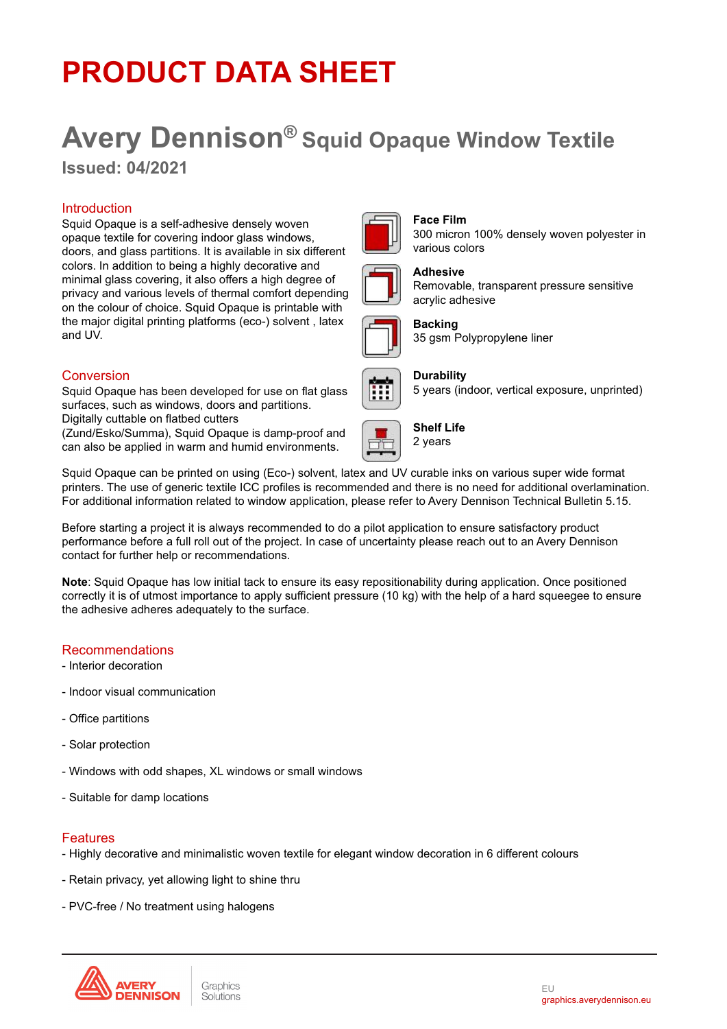# PRODUCT DATA SHEET

## Avery Dennison® Squid Opaque Window Textile

**Issued: 04/2021**

### Introduction

Squid Opaque is a self-adhesive densely woven opaque textile for covering indoor glass windows, doors, and glass partitions. It is available in six different colors. In addition to being a highly decorative and minimal glass covering, it also offers a high degree of privacy and various levels of thermal comfort depending on the colour of choice. Squid Opaque is printable with the major digital printing platforms (eco-) solvent , latex and UV.

### Conversion

Squid Opaque has been developed for use on flat glass surfaces, such as windows, doors and partitions. Digitally cuttable on flatbed cutters (Zund/Esko/Summa), Squid Opaque is damp-proof and can also be applied in warm and humid environments.

**Face Film**
300 micron 100% densely woven polyester in various colors

**Adhesive**
Removable, transparent pressure sensitive acrylic adhesive

**Backing**
35 gsm Polypropylene liner

**Durability**
5 years (indoor, vertical exposure, unprinted)

**Shelf Life**
2 years

Squid Opaque can be printed on using (Eco-) solvent, latex and UV curable inks on various super wide format printers. The use of generic textile ICC profiles is recommended and there is no need for additional overlamination. For additional information related to window application, please refer to Avery Dennison Technical Bulletin 5.15.

Before starting a project it is always recommended to do a pilot application to ensure satisfactory product performance before a full roll out of the project. In case of uncertainty please reach out to an Avery Dennison contact for further help or recommendations.

**Note**: Squid Opaque has low initial tack to ensure its easy repositionability during application. Once positioned correctly it is of utmost importance to apply sufficient pressure (10 kg) with the help of a hard squeegee to ensure the adhesive adheres adequately to the surface.

### Recommendations

- Interior decoration
- Indoor visual communication
- Office partitions
- Solar protection
- Windows with odd shapes, XL windows or small windows
- Suitable for damp locations

### Features

- Highly decorative and minimalistic woven textile for elegant window decoration in 6 different colours
- Retain privacy, yet allowing light to shine thru
- PVC-free / No treatment using halogens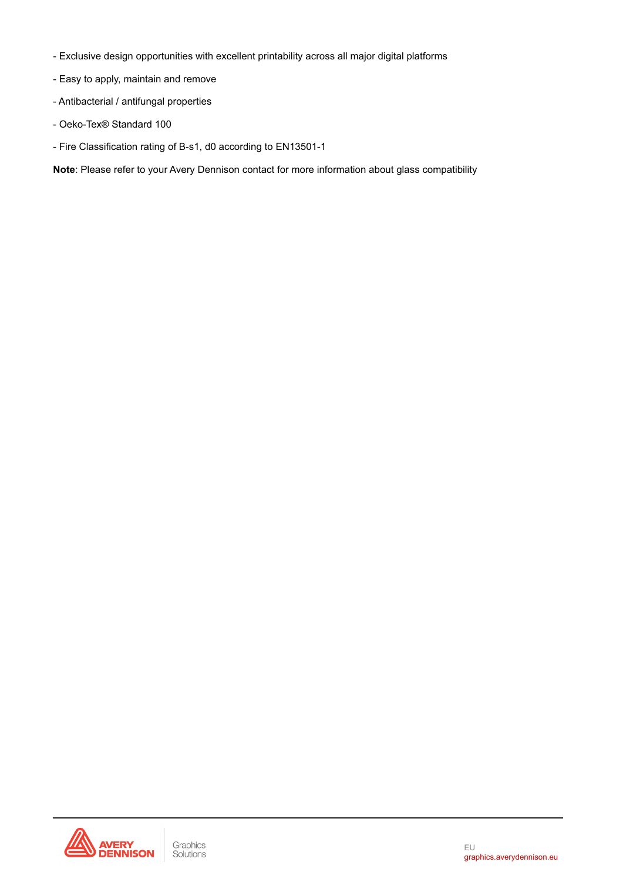- Exclusive design opportunities with excellent printability across all major digital platforms
- Easy to apply, maintain and remove
- Antibacterial / antifungal properties
- Oeko-Tex® Standard 100
- Fire Classification rating of B-s1, d0 according to EN13501-1

**Note**: Please refer to your Avery Dennison contact for more information about glass compatibility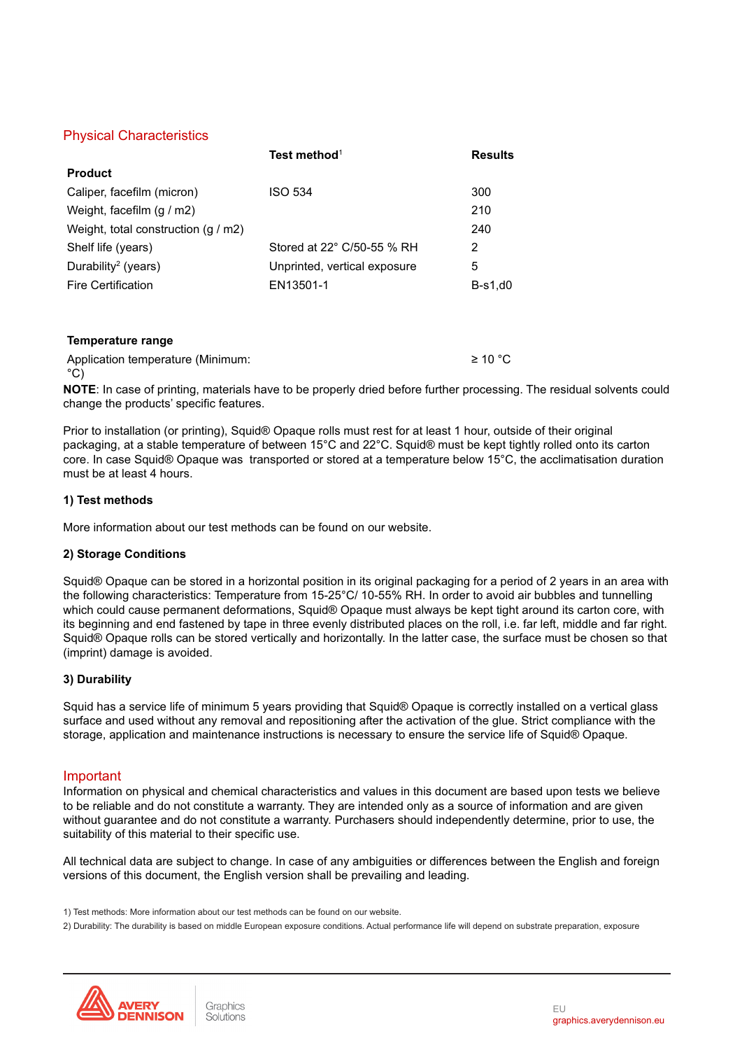## Physical Characteristics

| | Test method[1] | Results |
|---|---|---|
| **Product** | | |
| Caliper, facefilm (micron) | ISO 534 | 300 |
| Weight, facefilm (g / m2) | | 210 |
| Weight, total construction (g / m2) | | 240 |
| Shelf life (years) | Stored at 22° C/50-55 % RH | 2 |
| Durability[2] (years) | Unprinted, vertical exposure | 5 |
| Fire Certification | EN13501-1 | B-s1,d0 |

| **Temperature range** | | |
|---|---|---|
| Application temperature (Minimum: °C) | | ≥ 10 °C |

**NOTE**: In case of printing, materials have to be properly dried before further processing. The residual solvents could change the products' specific features.

Prior to installation (or printing), Squid® Opaque rolls must rest for at least 1 hour, outside of their original packaging, at a stable temperature of between 15°C and 22°C. Squid® must be kept tightly rolled onto its carton core. In case Squid® Opaque was transported or stored at a temperature below 15°C, the acclimatisation duration must be at least 4 hours.

**1) Test methods**

More information about our test methods can be found on our website.

**2) Storage Conditions**

Squid® Opaque can be stored in a horizontal position in its original packaging for a period of 2 years in an area with the following characteristics: Temperature from 15-25°C/ 10-55% RH. In order to avoid air bubbles and tunnelling which could cause permanent deformations, Squid® Opaque must always be kept tight around its carton core, with its beginning and end fastened by tape in three evenly distributed places on the roll, i.e. far left, middle and far right. Squid® Opaque rolls can be stored vertically and horizontally. In the latter case, the surface must be chosen so that (imprint) damage is avoided.

**3) Durability**

Squid has a service life of minimum 5 years providing that Squid® Opaque is correctly installed on a vertical glass surface and used without any removal and repositioning after the activation of the glue. Strict compliance with the storage, application and maintenance instructions is necessary to ensure the service life of Squid® Opaque.

## Important

Information on physical and chemical characteristics and values in this document are based upon tests we believe to be reliable and do not constitute a warranty. They are intended only as a source of information and are given without guarantee and do not constitute a warranty. Purchasers should independently determine, prior to use, the suitability of this material to their specific use.

All technical data are subject to change. In case of any ambiguities or differences between the English and foreign versions of this document, the English version shall be prevailing and leading.

1) Test methods: More information about our test methods can be found on our website.

2) Durability: The durability is based on middle European exposure conditions. Actual performance life will depend on substrate preparation, exposure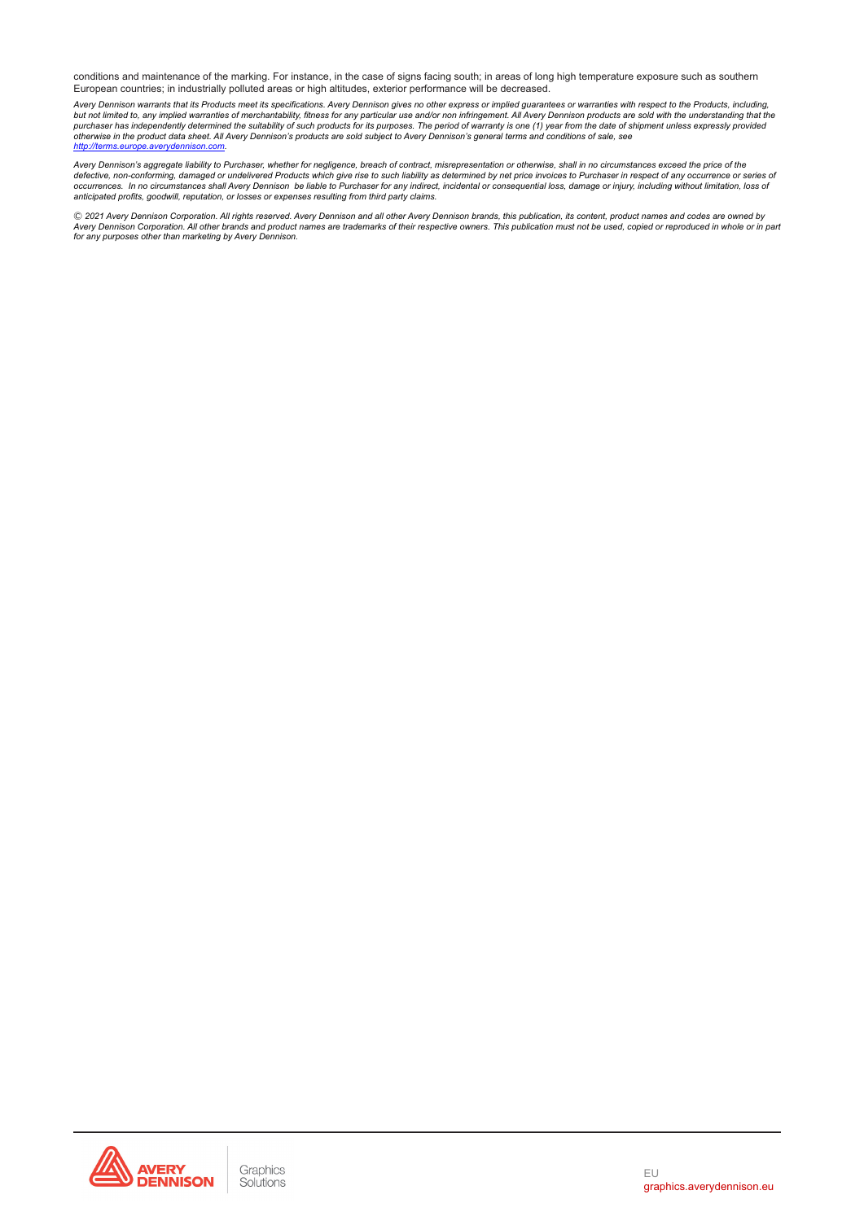conditions and maintenance of the marking. For instance, in the case of signs facing south; in areas of long high temperature exposure such as southern European countries; in industrially polluted areas or high altitudes, exterior performance will be decreased.

*Avery Dennison warrants that its Products meet its specifications. Avery Dennison gives no other express or implied guarantees or warranties with respect to the Products, including, but not limited to, any implied warranties of merchantability, fitness for any particular use and/or non infringement. All Avery Dennison products are sold with the understanding that the purchaser has independently determined the suitability of such products for its purposes. The period of warranty is one (1) year from the date of shipment unless expressly provided otherwise in the product data sheet. All Avery Dennison's products are sold subject to Avery Dennison's general terms and conditions of sale, see http://terms.europe.averydennison.com.*

*Avery Dennison's aggregate liability to Purchaser, whether for negligence, breach of contract, misrepresentation or otherwise, shall in no circumstances exceed the price of the defective, non-conforming, damaged or undelivered Products which give rise to such liability as determined by net price invoices to Purchaser in respect of any occurrence or series of occurrences. In no circumstances shall Avery Dennison be liable to Purchaser for any indirect, incidental or consequential loss, damage or injury, including without limitation, loss of anticipated profits, goodwill, reputation, or losses or expenses resulting from third party claims.*

*© 2021 Avery Dennison Corporation. All rights reserved. Avery Dennison and all other Avery Dennison brands, this publication, its content, product names and codes are owned by Avery Dennison Corporation. All other brands and product names are trademarks of their respective owners. This publication must not be used, copied or reproduced in whole or in part for any purposes other than marketing by Avery Dennison.*